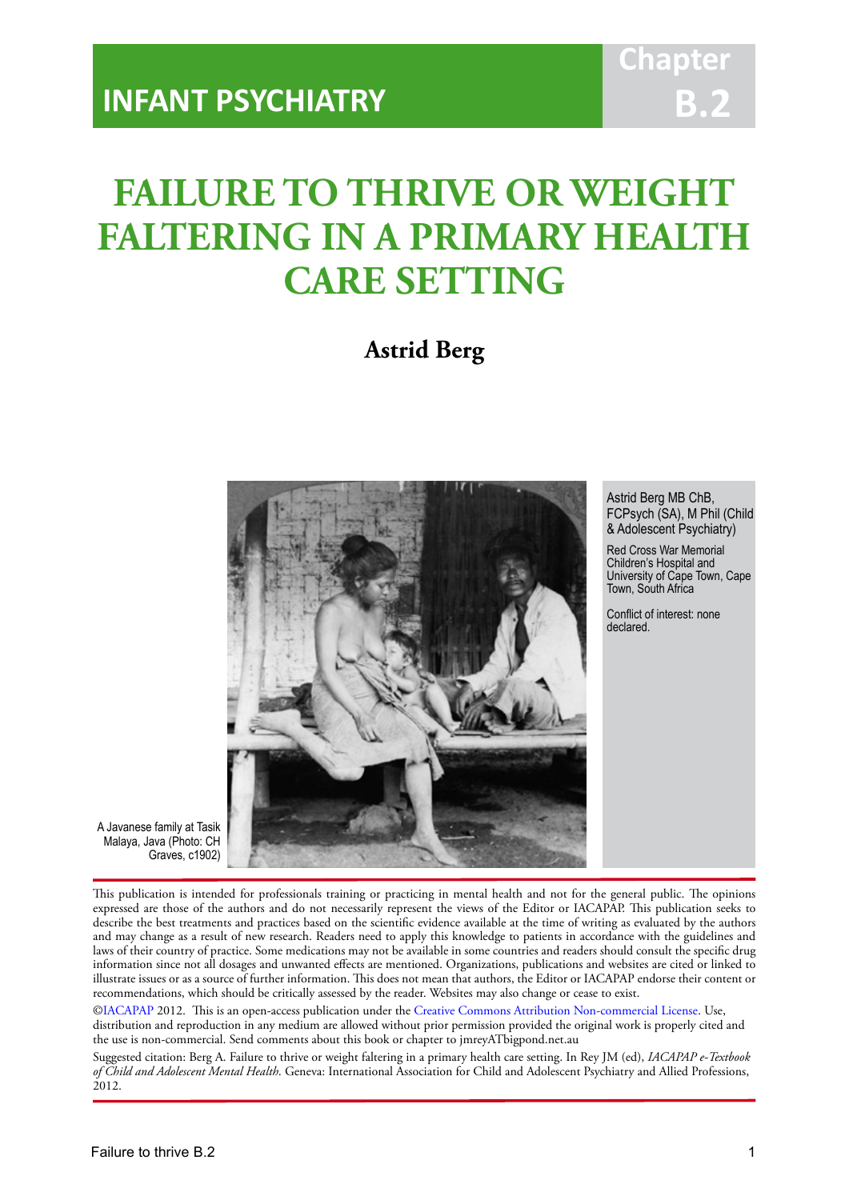# INFANT PSYCHIATRY

Chapter B.2

# FAILURE TO THRIVE OR WEIGHT FALTERING IN A PRIMARY HEALTH CARE SETTING

**Astrid Berg**

A Javanese family at Tasik Malaya, Java (Photo: CH Graves, c1902)

Astrid Berg MB ChB, FCPsych (SA), M Phil (Child & Adolescent Psychiatry)

Red Cross War Memorial Children's Hospital and University of Cape Town, Cape Town, South Africa

Conflict of interest: none declared.

This publication is intended for professionals training or practicing in mental health and not for the general public. The opinions expressed are those of the authors and do not necessarily represent the views of the Editor or IACAPAP. This publication seeks to describe the best treatments and practices based on the scientific evidence available at the time of writing as evaluated by the authors and may change as a result of new research. Readers need to apply this knowledge to patients in accordance with the guidelines and laws of their country of practice. Some medications may not be available in some countries and readers should consult the specific drug information since not all dosages and unwanted effects are mentioned. Organizations, publications and websites are cited or linked to illustrate issues or as a source of further information. This does not mean that authors, the Editor or IACAPAP endorse their content or recommendations, which should be critically assessed by the reader. Websites may also change or cease to exist.

©IACAPAP 2012. This is an open-access publication under the Creative Commons Attribution Non-commercial License. Use, distribution and reproduction in any medium are allowed without prior permission provided the original work is properly cited and the use is non-commercial. Send comments about this book or chapter to jmreyATbigpond.net.au

Suggested citation: Berg A. Failure to thrive or weight faltering in a primary health care setting. In Rey JM (ed), *IACAPAP e-Textbook of Child and Adolescent Mental Health*. Geneva: International Association for Child and Adolescent Psychiatry and Allied Professions, 2012.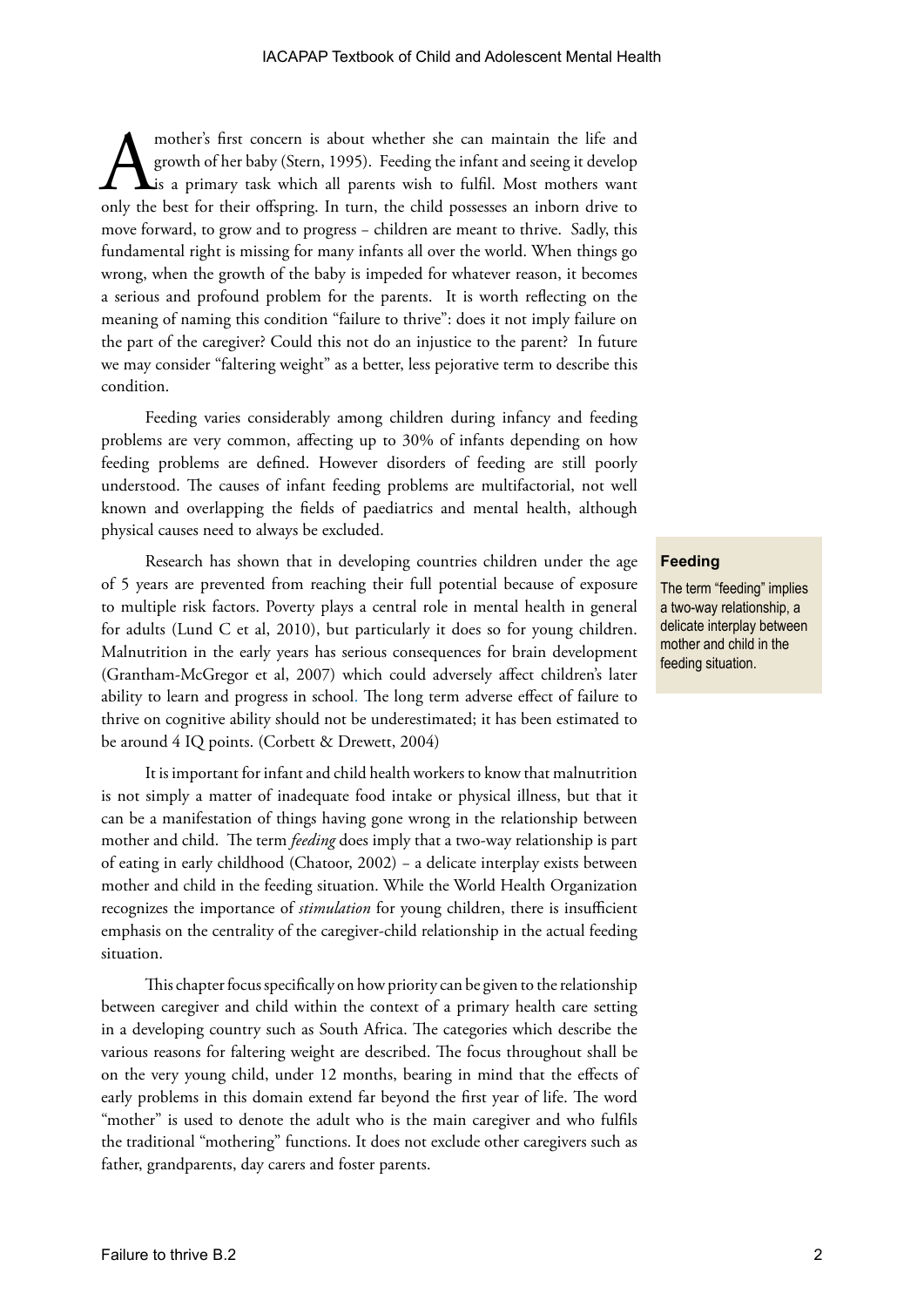A mother's first concern is about whether she can maintain the life and growth of her baby (Stern, 1995). Feeding the infant and seeing it develop is a primary task which all parents wish to fulfil. Most mothers want only the best for their offspring. In turn, the child possesses an inborn drive to move forward, to grow and to progress – children are meant to thrive. Sadly, this fundamental right is missing for many infants all over the world. When things go wrong, when the growth of the baby is impeded for whatever reason, it becomes a serious and profound problem for the parents. It is worth reflecting on the meaning of naming this condition "failure to thrive": does it not imply failure on the part of the caregiver? Could this not do an injustice to the parent? In future we may consider "faltering weight" as a better, less pejorative term to describe this condition.

Feeding varies considerably among children during infancy and feeding problems are very common, affecting up to 30% of infants depending on how feeding problems are defined. However disorders of feeding are still poorly understood. The causes of infant feeding problems are multifactorial, not well known and overlapping the fields of paediatrics and mental health, although physical causes need to always be excluded.

Research has shown that in developing countries children under the age of 5 years are prevented from reaching their full potential because of exposure to multiple risk factors. Poverty plays a central role in mental health in general for adults (Lund C et al, 2010), but particularly it does so for young children. Malnutrition in the early years has serious consequences for brain development (Grantham-McGregor et al, 2007) which could adversely affect children's later ability to learn and progress in school. The long term adverse effect of failure to thrive on cognitive ability should not be underestimated; it has been estimated to be around 4 IQ points. (Corbett & Drewett, 2004)

> **Feeding**
>
> The term "feeding" implies a two-way relationship, a delicate interplay between mother and child in the feeding situation.

It is important for infant and child health workers to know that malnutrition is not simply a matter of inadequate food intake or physical illness, but that it can be a manifestation of things having gone wrong in the relationship between mother and child. The term *feeding* does imply that a two-way relationship is part of eating in early childhood (Chatoor, 2002) – a delicate interplay exists between mother and child in the feeding situation. While the World Health Organization recognizes the importance of *stimulation* for young children, there is insufficient emphasis on the centrality of the caregiver-child relationship in the actual feeding situation.

This chapter focus specifically on how priority can be given to the relationship between caregiver and child within the context of a primary health care setting in a developing country such as South Africa. The categories which describe the various reasons for faltering weight are described. The focus throughout shall be on the very young child, under 12 months, bearing in mind that the effects of early problems in this domain extend far beyond the first year of life. The word "mother" is used to denote the adult who is the main caregiver and who fulfils the traditional "mothering" functions. It does not exclude other caregivers such as father, grandparents, day carers and foster parents.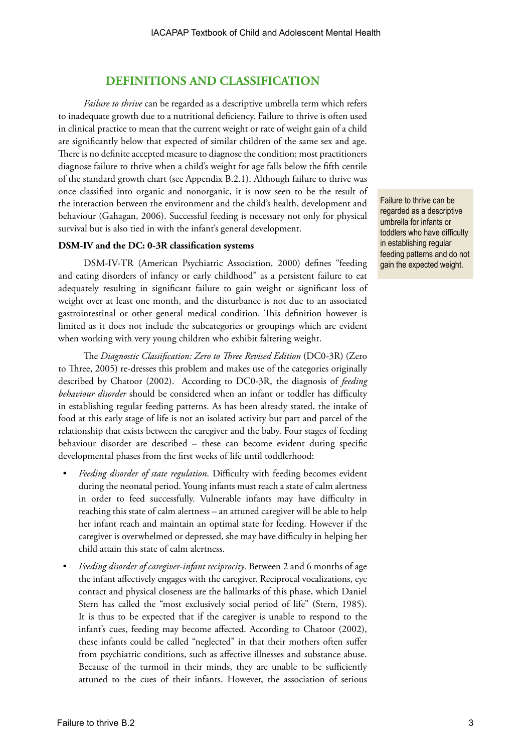## DEFINITIONS AND CLASSIFICATION

*Failure to thrive* can be regarded as a descriptive umbrella term which refers to inadequate growth due to a nutritional deficiency. Failure to thrive is often used in clinical practice to mean that the current weight or rate of weight gain of a child are significantly below that expected of similar children of the same sex and age. There is no definite accepted measure to diagnose the condition; most practitioners diagnose failure to thrive when a child's weight for age falls below the fifth centile of the standard growth chart (see Appendix B.2.1). Although failure to thrive was once classified into organic and nonorganic, it is now seen to be the result of the interaction between the environment and the child's health, development and behaviour (Gahagan, 2006). Successful feeding is necessary not only for physical survival but is also tied in with the infant's general development.

Failure to thrive can be regarded as a descriptive umbrella for infants or toddlers who have difficulty in establishing regular feeding patterns and do not gain the expected weight.

### DSM-IV and the DC: 0-3R classification systems

DSM-IV-TR (American Psychiatric Association, 2000) defines "feeding and eating disorders of infancy or early childhood" as a persistent failure to eat adequately resulting in significant failure to gain weight or significant loss of weight over at least one month, and the disturbance is not due to an associated gastrointestinal or other general medical condition. This definition however is limited as it does not include the subcategories or groupings which are evident when working with very young children who exhibit faltering weight.

The *Diagnostic Classification: Zero to Three Revised Edition* (DC0-3R) (Zero to Three, 2005) re-dresses this problem and makes use of the categories originally described by Chatoor (2002). According to DC0-3R, the diagnosis of *feeding behaviour disorder* should be considered when an infant or toddler has difficulty in establishing regular feeding patterns. As has been already stated, the intake of food at this early stage of life is not an isolated activity but part and parcel of the relationship that exists between the caregiver and the baby. Four stages of feeding behaviour disorder are described – these can become evident during specific developmental phases from the first weeks of life until toddlerhood:

- *Feeding disorder of state regulation*. Difficulty with feeding becomes evident during the neonatal period. Young infants must reach a state of calm alertness in order to feed successfully. Vulnerable infants may have difficulty in reaching this state of calm alertness – an attuned caregiver will be able to help her infant reach and maintain an optimal state for feeding. However if the caregiver is overwhelmed or depressed, she may have difficulty in helping her child attain this state of calm alertness.
- *Feeding disorder of caregiver-infant reciprocity*. Between 2 and 6 months of age the infant affectively engages with the caregiver. Reciprocal vocalizations, eye contact and physical closeness are the hallmarks of this phase, which Daniel Stern has called the "most exclusively social period of life" (Stern, 1985). It is thus to be expected that if the caregiver is unable to respond to the infant's cues, feeding may become affected. According to Chatoor (2002), these infants could be called "neglected" in that their mothers often suffer from psychiatric conditions, such as affective illnesses and substance abuse. Because of the turmoil in their minds, they are unable to be sufficiently attuned to the cues of their infants. However, the association of serious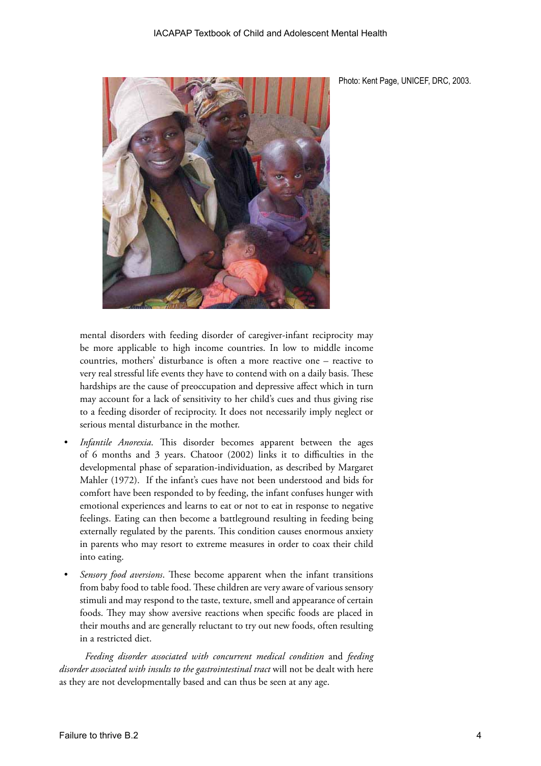Photo: Kent Page, UNICEF, DRC, 2003.

mental disorders with feeding disorder of caregiver-infant reciprocity may be more applicable to high income countries. In low to middle income countries, mothers' disturbance is often a more reactive one – reactive to very real stressful life events they have to contend with on a daily basis. These hardships are the cause of preoccupation and depressive affect which in turn may account for a lack of sensitivity to her child's cues and thus giving rise to a feeding disorder of reciprocity. It does not necessarily imply neglect or serious mental disturbance in the mother.

- *Infantile Anorexia*. This disorder becomes apparent between the ages of 6 months and 3 years. Chatoor (2002) links it to difficulties in the developmental phase of separation-individuation, as described by Margaret Mahler (1972). If the infant's cues have not been understood and bids for comfort have been responded to by feeding, the infant confuses hunger with emotional experiences and learns to eat or not to eat in response to negative feelings. Eating can then become a battleground resulting in feeding being externally regulated by the parents. This condition causes enormous anxiety in parents who may resort to extreme measures in order to coax their child into eating.
- *Sensory food aversions*. These become apparent when the infant transitions from baby food to table food. These children are very aware of various sensory stimuli and may respond to the taste, texture, smell and appearance of certain foods. They may show aversive reactions when specific foods are placed in their mouths and are generally reluctant to try out new foods, often resulting in a restricted diet.

*Feeding disorder associated with concurrent medical condition* and *feeding disorder associated with insults to the gastrointestinal tract* will not be dealt with here as they are not developmentally based and can thus be seen at any age.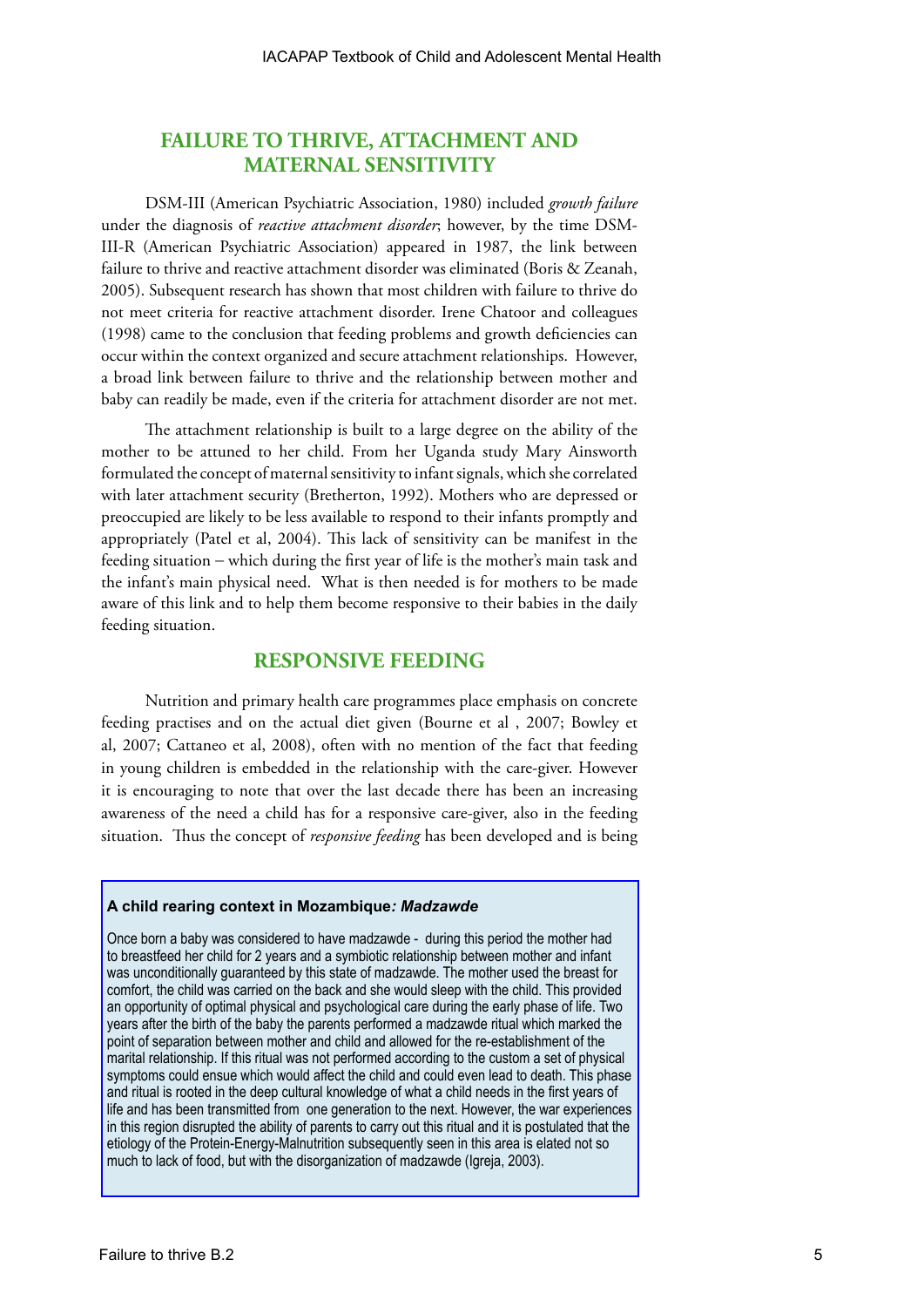## FAILURE TO THRIVE, ATTACHMENT AND MATERNAL SENSITIVITY

DSM-III (American Psychiatric Association, 1980) included *growth failure* under the diagnosis of *reactive attachment disorder*; however, by the time DSM-III-R (American Psychiatric Association) appeared in 1987, the link between failure to thrive and reactive attachment disorder was eliminated (Boris & Zeanah, 2005). Subsequent research has shown that most children with failure to thrive do not meet criteria for reactive attachment disorder. Irene Chatoor and colleagues (1998) came to the conclusion that feeding problems and growth deficiencies can occur within the context organized and secure attachment relationships. However, a broad link between failure to thrive and the relationship between mother and baby can readily be made, even if the criteria for attachment disorder are not met.

The attachment relationship is built to a large degree on the ability of the mother to be attuned to her child. From her Uganda study Mary Ainsworth formulated the concept of maternal sensitivity to infant signals, which she correlated with later attachment security (Bretherton, 1992). Mothers who are depressed or preoccupied are likely to be less available to respond to their infants promptly and appropriately (Patel et al, 2004). This lack of sensitivity can be manifest in the feeding situation – which during the first year of life is the mother's main task and the infant's main physical need. What is then needed is for mothers to be made aware of this link and to help them become responsive to their babies in the daily feeding situation.

## RESPONSIVE FEEDING

Nutrition and primary health care programmes place emphasis on concrete feeding practises and on the actual diet given (Bourne et al , 2007; Bowley et al, 2007; Cattaneo et al, 2008), often with no mention of the fact that feeding in young children is embedded in the relationship with the care-giver. However it is encouraging to note that over the last decade there has been an increasing awareness of the need a child has for a responsive care-giver, also in the feeding situation. Thus the concept of *responsive feeding* has been developed and is being

**A child rearing context in Mozambique*: Madzawde***

Once born a baby was considered to have madzawde - during this period the mother had to breastfeed her child for 2 years and a symbiotic relationship between mother and infant was unconditionally guaranteed by this state of madzawde. The mother used the breast for comfort, the child was carried on the back and she would sleep with the child. This provided an opportunity of optimal physical and psychological care during the early phase of life. Two years after the birth of the baby the parents performed a madzawde ritual which marked the point of separation between mother and child and allowed for the re-establishment of the marital relationship. If this ritual was not performed according to the custom a set of physical symptoms could ensue which would affect the child and could even lead to death. This phase and ritual is rooted in the deep cultural knowledge of what a child needs in the first years of life and has been transmitted from one generation to the next. However, the war experiences in this region disrupted the ability of parents to carry out this ritual and it is postulated that the etiology of the Protein-Energy-Malnutrition subsequently seen in this area is elated not so much to lack of food, but with the disorganization of madzawde (Igreja, 2003).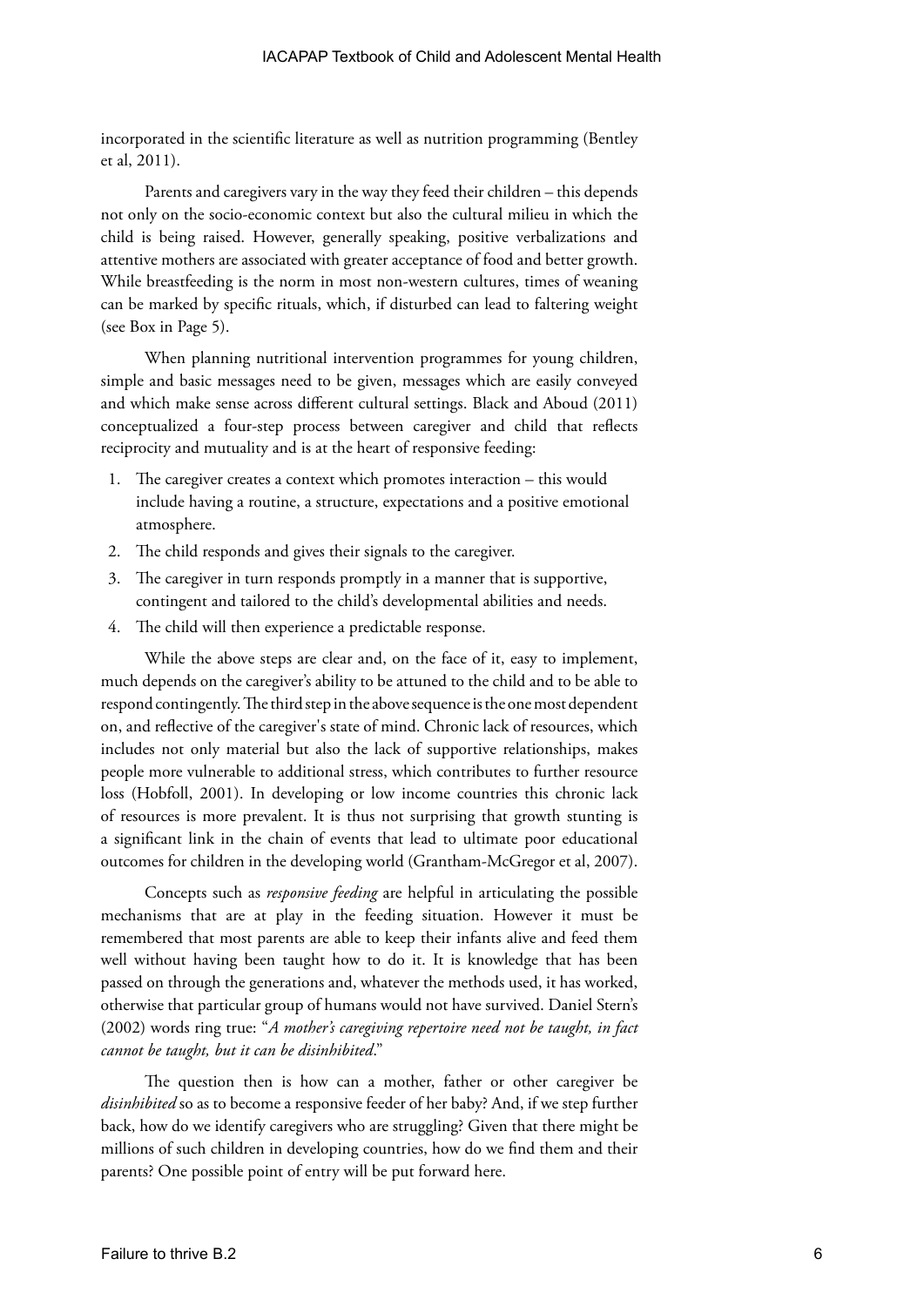incorporated in the scientific literature as well as nutrition programming (Bentley et al, 2011).

Parents and caregivers vary in the way they feed their children – this depends not only on the socio-economic context but also the cultural milieu in which the child is being raised. However, generally speaking, positive verbalizations and attentive mothers are associated with greater acceptance of food and better growth. While breastfeeding is the norm in most non-western cultures, times of weaning can be marked by specific rituals, which, if disturbed can lead to faltering weight (see Box in Page 5).

When planning nutritional intervention programmes for young children, simple and basic messages need to be given, messages which are easily conveyed and which make sense across different cultural settings. Black and Aboud (2011) conceptualized a four-step process between caregiver and child that reflects reciprocity and mutuality and is at the heart of responsive feeding:

1. The caregiver creates a context which promotes interaction – this would include having a routine, a structure, expectations and a positive emotional atmosphere.
2. The child responds and gives their signals to the caregiver.
3. The caregiver in turn responds promptly in a manner that is supportive, contingent and tailored to the child's developmental abilities and needs.
4. The child will then experience a predictable response.

While the above steps are clear and, on the face of it, easy to implement, much depends on the caregiver's ability to be attuned to the child and to be able to respond contingently. The third step in the above sequence is the one most dependent on, and reflective of the caregiver's state of mind. Chronic lack of resources, which includes not only material but also the lack of supportive relationships, makes people more vulnerable to additional stress, which contributes to further resource loss (Hobfoll, 2001). In developing or low income countries this chronic lack of resources is more prevalent. It is thus not surprising that growth stunting is a significant link in the chain of events that lead to ultimate poor educational outcomes for children in the developing world (Grantham-McGregor et al, 2007).

Concepts such as *responsive feeding* are helpful in articulating the possible mechanisms that are at play in the feeding situation. However it must be remembered that most parents are able to keep their infants alive and feed them well without having been taught how to do it. It is knowledge that has been passed on through the generations and, whatever the methods used, it has worked, otherwise that particular group of humans would not have survived. Daniel Stern's (2002) words ring true: "*A mother's caregiving repertoire need not be taught, in fact cannot be taught, but it can be disinhibited*."

The question then is how can a mother, father or other caregiver be *disinhibited* so as to become a responsive feeder of her baby? And, if we step further back, how do we identify caregivers who are struggling? Given that there might be millions of such children in developing countries, how do we find them and their parents? One possible point of entry will be put forward here.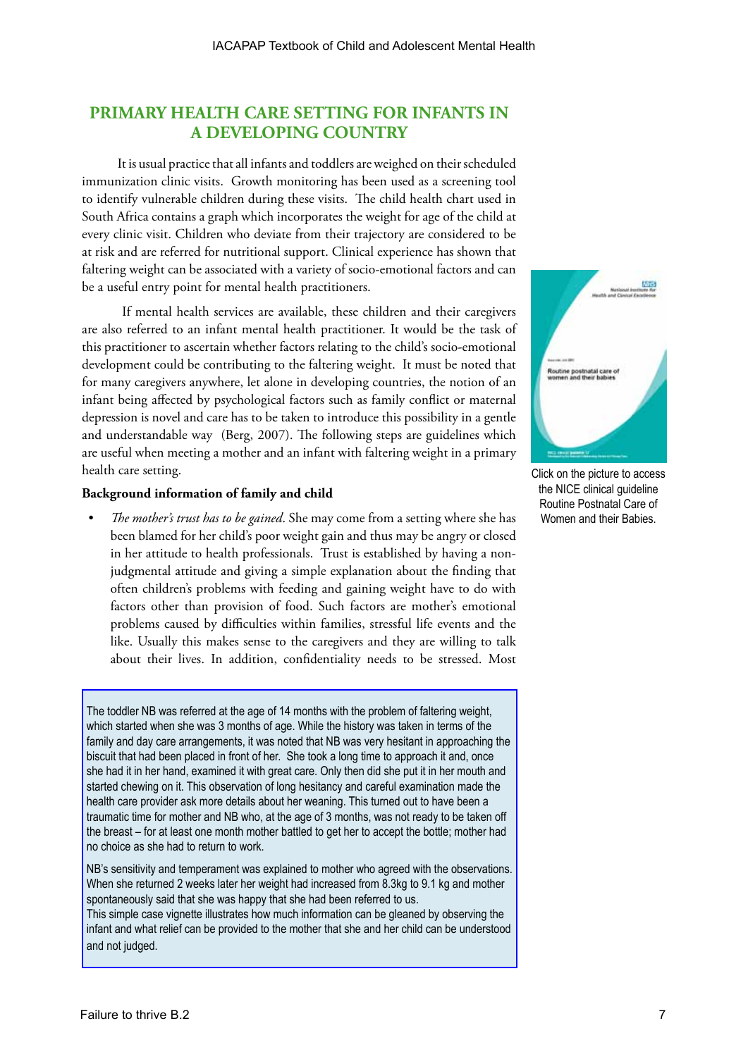## PRIMARY HEALTH CARE SETTING FOR INFANTS IN A DEVELOPING COUNTRY

It is usual practice that all infants and toddlers are weighed on their scheduled immunization clinic visits. Growth monitoring has been used as a screening tool to identify vulnerable children during these visits. The child health chart used in South Africa contains a graph which incorporates the weight for age of the child at every clinic visit. Children who deviate from their trajectory are considered to be at risk and are referred for nutritional support. Clinical experience has shown that faltering weight can be associated with a variety of socio-emotional factors and can be a useful entry point for mental health practitioners.

If mental health services are available, these children and their caregivers are also referred to an infant mental health practitioner. It would be the task of this practitioner to ascertain whether factors relating to the child's socio-emotional development could be contributing to the faltering weight. It must be noted that for many caregivers anywhere, let alone in developing countries, the notion of an infant being affected by psychological factors such as family conflict or maternal depression is novel and care has to be taken to introduce this possibility in a gentle and understandable way (Berg, 2007). The following steps are guidelines which are useful when meeting a mother and an infant with faltering weight in a primary health care setting.

Click on the picture to access the NICE clinical guideline Routine Postnatal Care of Women and their Babies.

**Background information of family and child**

- *The mother's trust has to be gained*. She may come from a setting where she has been blamed for her child's poor weight gain and thus may be angry or closed in her attitude to health professionals. Trust is established by having a non-judgmental attitude and giving a simple explanation about the finding that often children's problems with feeding and gaining weight have to do with factors other than provision of food. Such factors are mother's emotional problems caused by difficulties within families, stressful life events and the like. Usually this makes sense to the caregivers and they are willing to talk about their lives. In addition, confidentiality needs to be stressed. Most

> The toddler NB was referred at the age of 14 months with the problem of faltering weight, which started when she was 3 months of age. While the history was taken in terms of the family and day care arrangements, it was noted that NB was very hesitant in approaching the biscuit that had been placed in front of her. She took a long time to approach it and, once she had it in her hand, examined it with great care. Only then did she put it in her mouth and started chewing on it. This observation of long hesitancy and careful examination made the health care provider ask more details about her weaning. This turned out to have been a traumatic time for mother and NB who, at the age of 3 months, was not ready to be taken off the breast – for at least one month mother battled to get her to accept the bottle; mother had no choice as she had to return to work.
>
> NB's sensitivity and temperament was explained to mother who agreed with the observations. When she returned 2 weeks later her weight had increased from 8.3kg to 9.1 kg and mother spontaneously said that she was happy that she had been referred to us.
> This simple case vignette illustrates how much information can be gleaned by observing the infant and what relief can be provided to the mother that she and her child can be understood and not judged.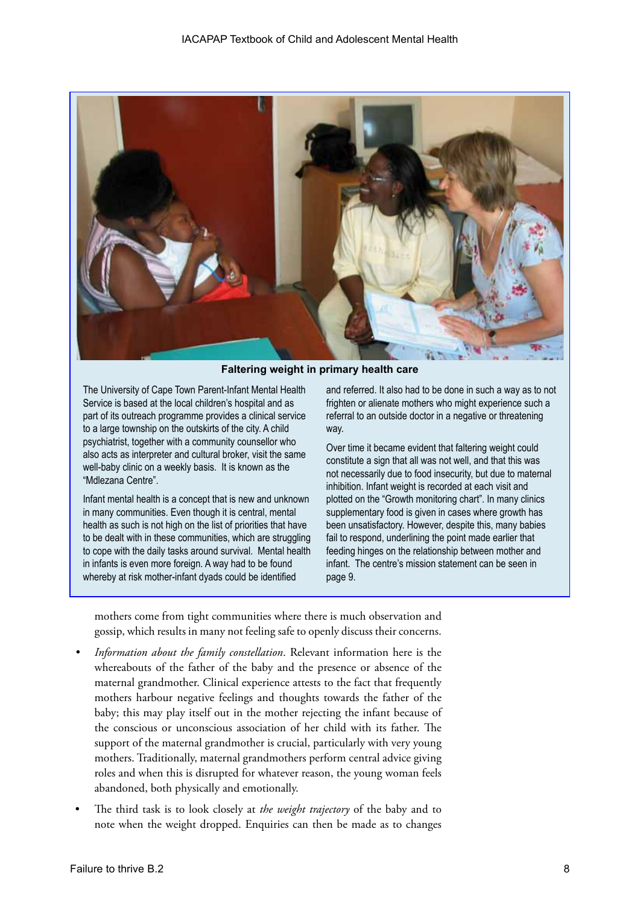**Faltering weight in primary health care**

The University of Cape Town Parent-Infant Mental Health Service is based at the local children's hospital and as part of its outreach programme provides a clinical service to a large township on the outskirts of the city. A child psychiatrist, together with a community counsellor who also acts as interpreter and cultural broker, visit the same well-baby clinic on a weekly basis. It is known as the "Mdlezana Centre".

Infant mental health is a concept that is new and unknown in many communities. Even though it is central, mental health as such is not high on the list of priorities that have to be dealt with in these communities, which are struggling to cope with the daily tasks around survival. Mental health in infants is even more foreign. A way had to be found whereby at risk mother-infant dyads could be identified and referred. It also had to be done in such a way as to not frighten or alienate mothers who might experience such a referral to an outside doctor in a negative or threatening way.

Over time it became evident that faltering weight could constitute a sign that all was not well, and that this was not necessarily due to food insecurity, but due to maternal inhibition. Infant weight is recorded at each visit and plotted on the "Growth monitoring chart". In many clinics supplementary food is given in cases where growth has been unsatisfactory. However, despite this, many babies fail to respond, underlining the point made earlier that feeding hinges on the relationship between mother and infant. The centre's mission statement can be seen in page 9.

mothers come from tight communities where there is much observation and gossip, which results in many not feeling safe to openly discuss their concerns.

- *Information about the family constellation*. Relevant information here is the whereabouts of the father of the baby and the presence or absence of the maternal grandmother. Clinical experience attests to the fact that frequently mothers harbour negative feelings and thoughts towards the father of the baby; this may play itself out in the mother rejecting the infant because of the conscious or unconscious association of her child with its father. The support of the maternal grandmother is crucial, particularly with very young mothers. Traditionally, maternal grandmothers perform central advice giving roles and when this is disrupted for whatever reason, the young woman feels abandoned, both physically and emotionally.
- The third task is to look closely at *the weight trajectory* of the baby and to note when the weight dropped. Enquiries can then be made as to changes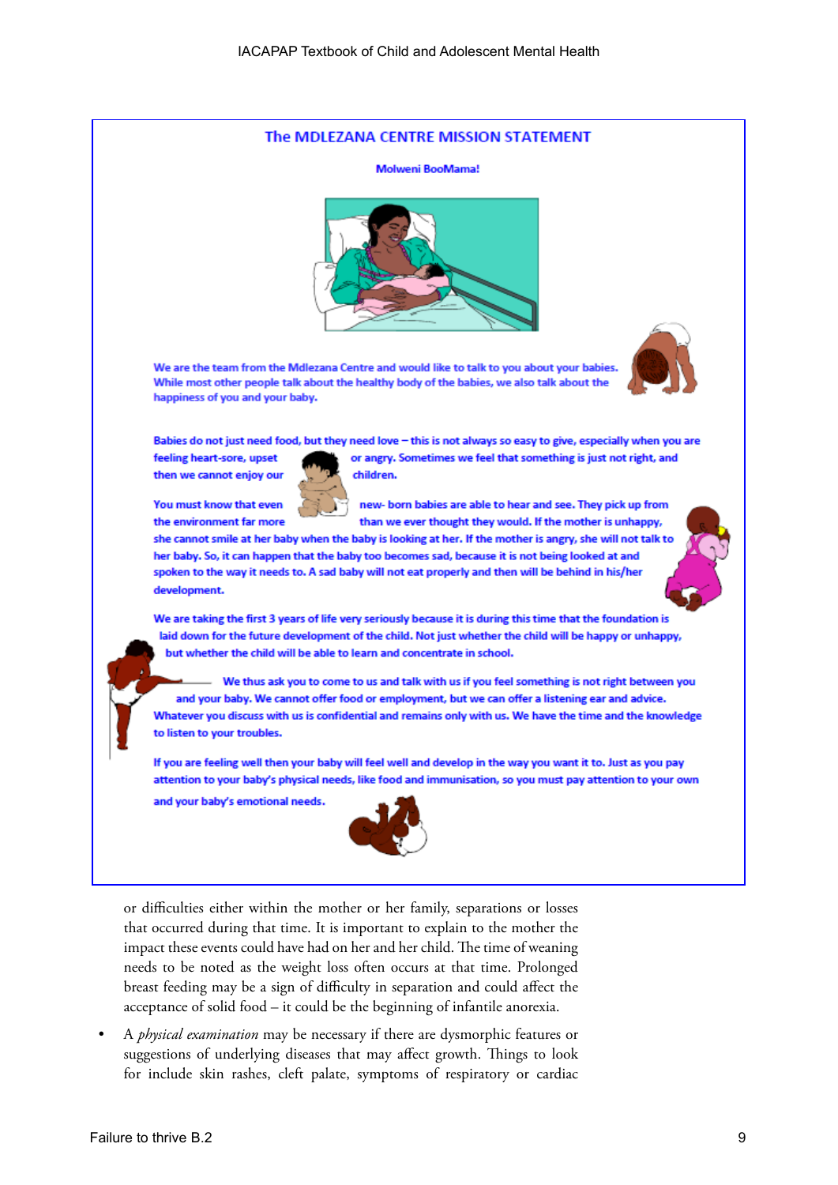## The MDLEZANA CENTRE MISSION STATEMENT

**Molweni BooMama!**

We are the team from the Mdlezana Centre and would like to talk to you about your babies. While most other people talk about the healthy body of the babies, we also talk about the happiness of you and your baby.

Babies do not just need food, but they need love – this is not always so easy to give, especially when you are feeling heart-sore, upset or angry. Sometimes we feel that something is just not right, and then we cannot enjoy our children.

You must know that even new- born babies are able to hear and see. They pick up from the environment far more than we ever thought they would. If the mother is unhappy, she cannot smile at her baby when the baby is looking at her. If the mother is angry, she will not talk to her baby. So, it can happen that the baby too becomes sad, because it is not being looked at and spoken to the way it needs to. A sad baby will not eat properly and then will be behind in his/her development.

We are taking the first 3 years of life very seriously because it is during this time that the foundation is laid down for the future development of the child. Not just whether the child will be happy or unhappy, but whether the child will be able to learn and concentrate in school.

We thus ask you to come to us and talk with us if you feel something is not right between you and your baby. We cannot offer food or employment, but we can offer a listening ear and advice. Whatever you discuss with us is confidential and remains only with us. We have the time and the knowledge to listen to your troubles.

If you are feeling well then your baby will feel well and develop in the way you want it to. Just as you pay attention to your baby's physical needs, like food and immunisation, so you must pay attention to your own and your baby's emotional needs.

or difficulties either within the mother or her family, separations or losses that occurred during that time. It is important to explain to the mother the impact these events could have had on her and her child. The time of weaning needs to be noted as the weight loss often occurs at that time. Prolonged breast feeding may be a sign of difficulty in separation and could affect the acceptance of solid food – it could be the beginning of infantile anorexia.

- A *physical examination* may be necessary if there are dysmorphic features or suggestions of underlying diseases that may affect growth. Things to look for include skin rashes, cleft palate, symptoms of respiratory or cardiac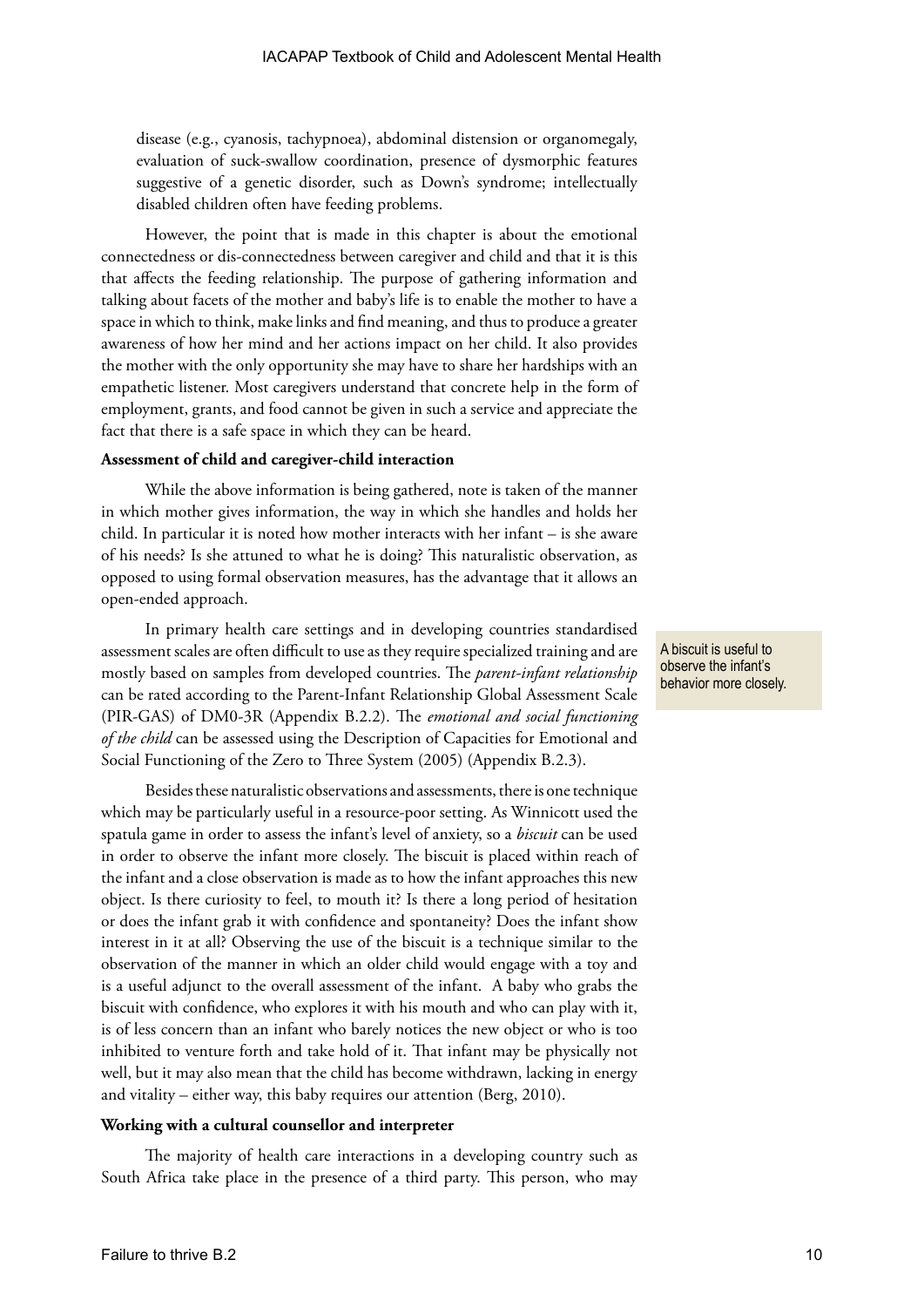disease (e.g., cyanosis, tachypnoea), abdominal distension or organomegaly, evaluation of suck-swallow coordination, presence of dysmorphic features suggestive of a genetic disorder, such as Down's syndrome; intellectually disabled children often have feeding problems.

However, the point that is made in this chapter is about the emotional connectedness or dis-connectedness between caregiver and child and that it is this that affects the feeding relationship. The purpose of gathering information and talking about facets of the mother and baby's life is to enable the mother to have a space in which to think, make links and find meaning, and thus to produce a greater awareness of how her mind and her actions impact on her child. It also provides the mother with the only opportunity she may have to share her hardships with an empathetic listener. Most caregivers understand that concrete help in the form of employment, grants, and food cannot be given in such a service and appreciate the fact that there is a safe space in which they can be heard.

**Assessment of child and caregiver-child interaction**

While the above information is being gathered, note is taken of the manner in which mother gives information, the way in which she handles and holds her child. In particular it is noted how mother interacts with her infant – is she aware of his needs? Is she attuned to what he is doing? This naturalistic observation, as opposed to using formal observation measures, has the advantage that it allows an open-ended approach.

In primary health care settings and in developing countries standardised assessment scales are often difficult to use as they require specialized training and are mostly based on samples from developed countries. The *parent-infant relationship* can be rated according to the Parent-Infant Relationship Global Assessment Scale (PIR-GAS) of DM0-3R (Appendix B.2.2). The *emotional and social functioning of the child* can be assessed using the Description of Capacities for Emotional and Social Functioning of the Zero to Three System (2005) (Appendix B.2.3).

A biscuit is useful to observe the infant's behavior more closely.

Besides these naturalistic observations and assessments, there is one technique which may be particularly useful in a resource-poor setting. As Winnicott used the spatula game in order to assess the infant's level of anxiety, so a *biscuit* can be used in order to observe the infant more closely. The biscuit is placed within reach of the infant and a close observation is made as to how the infant approaches this new object. Is there curiosity to feel, to mouth it? Is there a long period of hesitation or does the infant grab it with confidence and spontaneity? Does the infant show interest in it at all? Observing the use of the biscuit is a technique similar to the observation of the manner in which an older child would engage with a toy and is a useful adjunct to the overall assessment of the infant. A baby who grabs the biscuit with confidence, who explores it with his mouth and who can play with it, is of less concern than an infant who barely notices the new object or who is too inhibited to venture forth and take hold of it. That infant may be physically not well, but it may also mean that the child has become withdrawn, lacking in energy and vitality – either way, this baby requires our attention (Berg, 2010).

**Working with a cultural counsellor and interpreter**

The majority of health care interactions in a developing country such as South Africa take place in the presence of a third party. This person, who may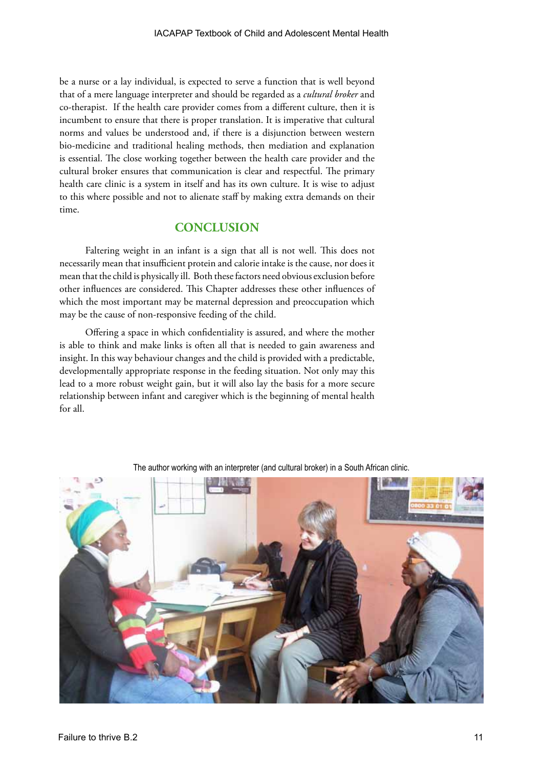be a nurse or a lay individual, is expected to serve a function that is well beyond that of a mere language interpreter and should be regarded as a *cultural broker* and co-therapist. If the health care provider comes from a different culture, then it is incumbent to ensure that there is proper translation. It is imperative that cultural norms and values be understood and, if there is a disjunction between western bio-medicine and traditional healing methods, then mediation and explanation is essential. The close working together between the health care provider and the cultural broker ensures that communication is clear and respectful. The primary health care clinic is a system in itself and has its own culture. It is wise to adjust to this where possible and not to alienate staff by making extra demands on their time.

## CONCLUSION

Faltering weight in an infant is a sign that all is not well. This does not necessarily mean that insufficient protein and calorie intake is the cause, nor does it mean that the child is physically ill. Both these factors need obvious exclusion before other influences are considered. This Chapter addresses these other influences of which the most important may be maternal depression and preoccupation which may be the cause of non-responsive feeding of the child.

Offering a space in which confidentiality is assured, and where the mother is able to think and make links is often all that is needed to gain awareness and insight. In this way behaviour changes and the child is provided with a predictable, developmentally appropriate response in the feeding situation. Not only may this lead to a more robust weight gain, but it will also lay the basis for a more secure relationship between infant and caregiver which is the beginning of mental health for all.

The author working with an interpreter (and cultural broker) in a South African clinic.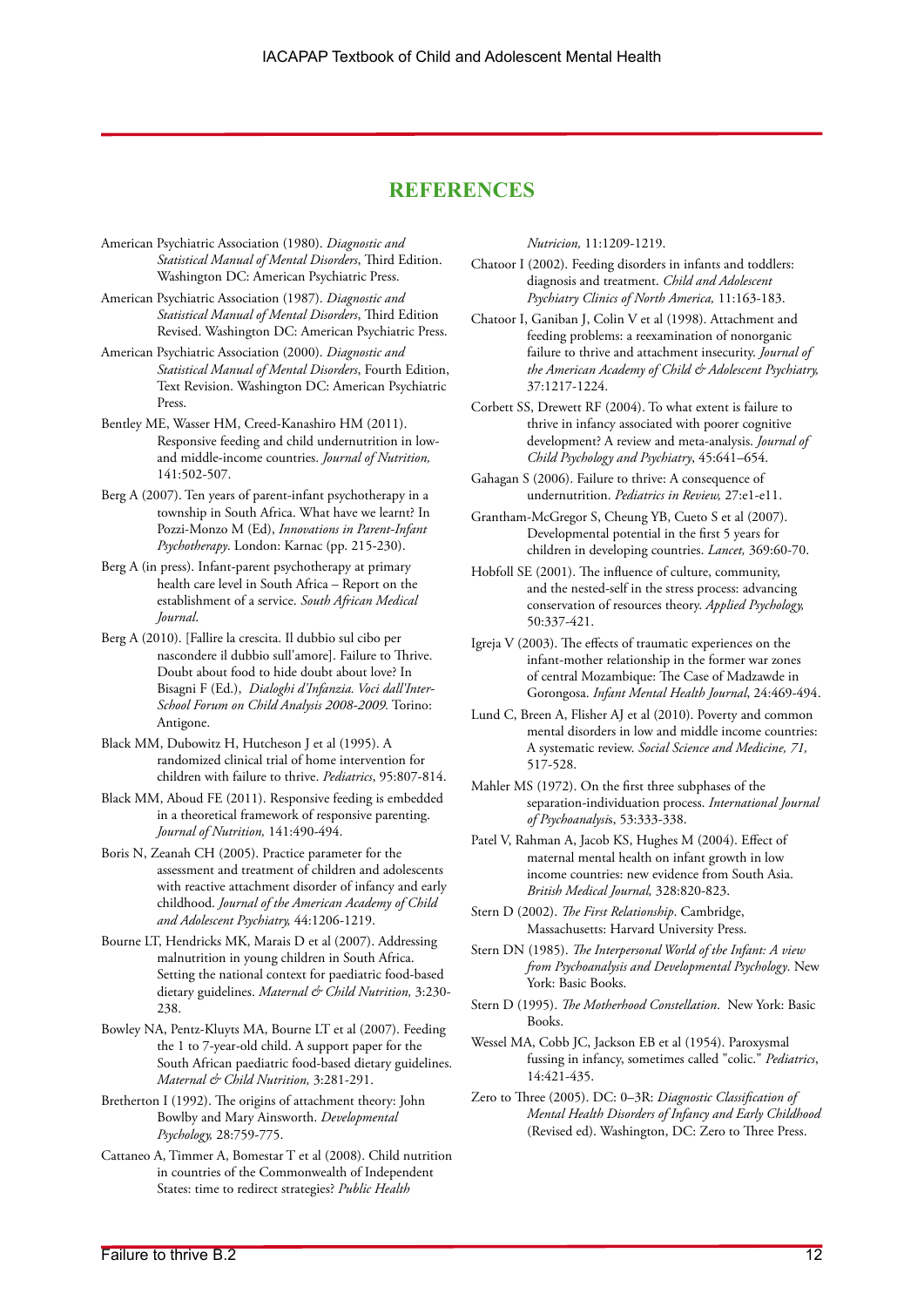# REFERENCES

American Psychiatric Association (1980). *Diagnostic and Statistical Manual of Mental Disorders*, Third Edition. Washington DC: American Psychiatric Press.

American Psychiatric Association (1987). *Diagnostic and Statistical Manual of Mental Disorders*, Third Edition Revised. Washington DC: American Psychiatric Press.

American Psychiatric Association (2000). *Diagnostic and Statistical Manual of Mental Disorders*, Fourth Edition, Text Revision. Washington DC: American Psychiatric Press.

Bentley ME, Wasser HM, Creed-Kanashiro HM (2011). Responsive feeding and child undernutrition in low- and middle-income countries. *Journal of Nutrition,* 141:502-507.

Berg A (2007). Ten years of parent-infant psychotherapy in a township in South Africa. What have we learnt? In Pozzi-Monzo M (Ed), *Innovations in Parent-Infant Psychotherapy*. London: Karnac (pp. 215-230).

Berg A (in press). Infant-parent psychotherapy at primary health care level in South Africa – Report on the establishment of a service. *South African Medical Journal*.

Berg A (2010). [Fallire la crescita. Il dubbio sul cibo per nascondere il dubbio sull'amore]. Failure to Thrive. Doubt about food to hide doubt about love? In Bisagni F (Ed.), *Dialoghi d'Infanzia. Voci dall'Inter-School Forum on Child Analysis 2008-2009.* Torino: Antigone.

Black MM, Dubowitz H, Hutcheson J et al (1995). A randomized clinical trial of home intervention for children with failure to thrive. *Pediatrics*, 95:807-814.

Black MM, Aboud FE (2011). Responsive feeding is embedded in a theoretical framework of responsive parenting. *Journal of Nutrition,* 141:490-494.

Boris N, Zeanah CH (2005). Practice parameter for the assessment and treatment of children and adolescents with reactive attachment disorder of infancy and early childhood. *Journal of the American Academy of Child and Adolescent Psychiatry,* 44:1206-1219.

Bourne LT, Hendricks MK, Marais D et al (2007). Addressing malnutrition in young children in South Africa. Setting the national context for paediatric food-based dietary guidelines. *Maternal & Child Nutrition,* 3:230-238.

Bowley NA, Pentz-Kluyts MA, Bourne LT et al (2007). Feeding the 1 to 7-year-old child. A support paper for the South African paediatric food-based dietary guidelines. *Maternal & Child Nutrition,* 3:281-291.

Bretherton I (1992). The origins of attachment theory: John Bowlby and Mary Ainsworth. *Developmental Psychology,* 28:759-775.

Cattaneo A, Timmer A, Bomestar T et al (2008). Child nutrition in countries of the Commonwealth of Independent States: time to redirect strategies? *Public Health Nutricion,* 11:1209-1219.

Chatoor I (2002). Feeding disorders in infants and toddlers: diagnosis and treatment. *Child and Adolescent Psychiatry Clinics of North America,* 11:163-183.

Chatoor I, Ganiban J, Colin V et al (1998). Attachment and feeding problems: a reexamination of nonorganic failure to thrive and attachment insecurity. *Journal of the American Academy of Child & Adolescent Psychiatry,* 37:1217-1224.

Corbett SS, Drewett RF (2004). To what extent is failure to thrive in infancy associated with poorer cognitive development? A review and meta-analysis. *Journal of Child Psychology and Psychiatry*, 45:641–654.

Gahagan S (2006). Failure to thrive: A consequence of undernutrition. *Pediatrics in Review,* 27:e1-e11.

Grantham-McGregor S, Cheung YB, Cueto S et al (2007). Developmental potential in the first 5 years for children in developing countries. *Lancet,* 369:60-70.

Hobfoll SE (2001). The influence of culture, community, and the nested-self in the stress process: advancing conservation of resources theory. *Applied Psychology,* 50:337-421.

Igreja V (2003). The effects of traumatic experiences on the infant-mother relationship in the former war zones of central Mozambique: The Case of Madzawde in Gorongosa. *Infant Mental Health Journal*, 24:469-494.

Lund C, Breen A, Flisher AJ et al (2010). Poverty and common mental disorders in low and middle income countries: A systematic review. *Social Science and Medicine, 71,* 517-528.

Mahler MS (1972). On the first three subphases of the separation-individuation process. *International Journal of Psychoanalysis*, 53:333-338.

Patel V, Rahman A, Jacob KS, Hughes M (2004). Effect of maternal mental health on infant growth in low income countries: new evidence from South Asia. *British Medical Journal,* 328:820-823.

Stern D (2002). *The First Relationship*. Cambridge, Massachusetts: Harvard University Press.

Stern DN (1985). *The Interpersonal World of the Infant: A view from Psychoanalysis and Developmental Psychology*. New York: Basic Books.

Stern D (1995). *The Motherhood Constellation*. New York: Basic Books.

Wessel MA, Cobb JC, Jackson EB et al (1954). Paroxysmal fussing in infancy, sometimes called "colic." *Pediatrics*, 14:421-435.

Zero to Three (2005). DC: 0–3R: *Diagnostic Classification of Mental Health Disorders of Infancy and Early Childhood* (Revised ed). Washington, DC: Zero to Three Press.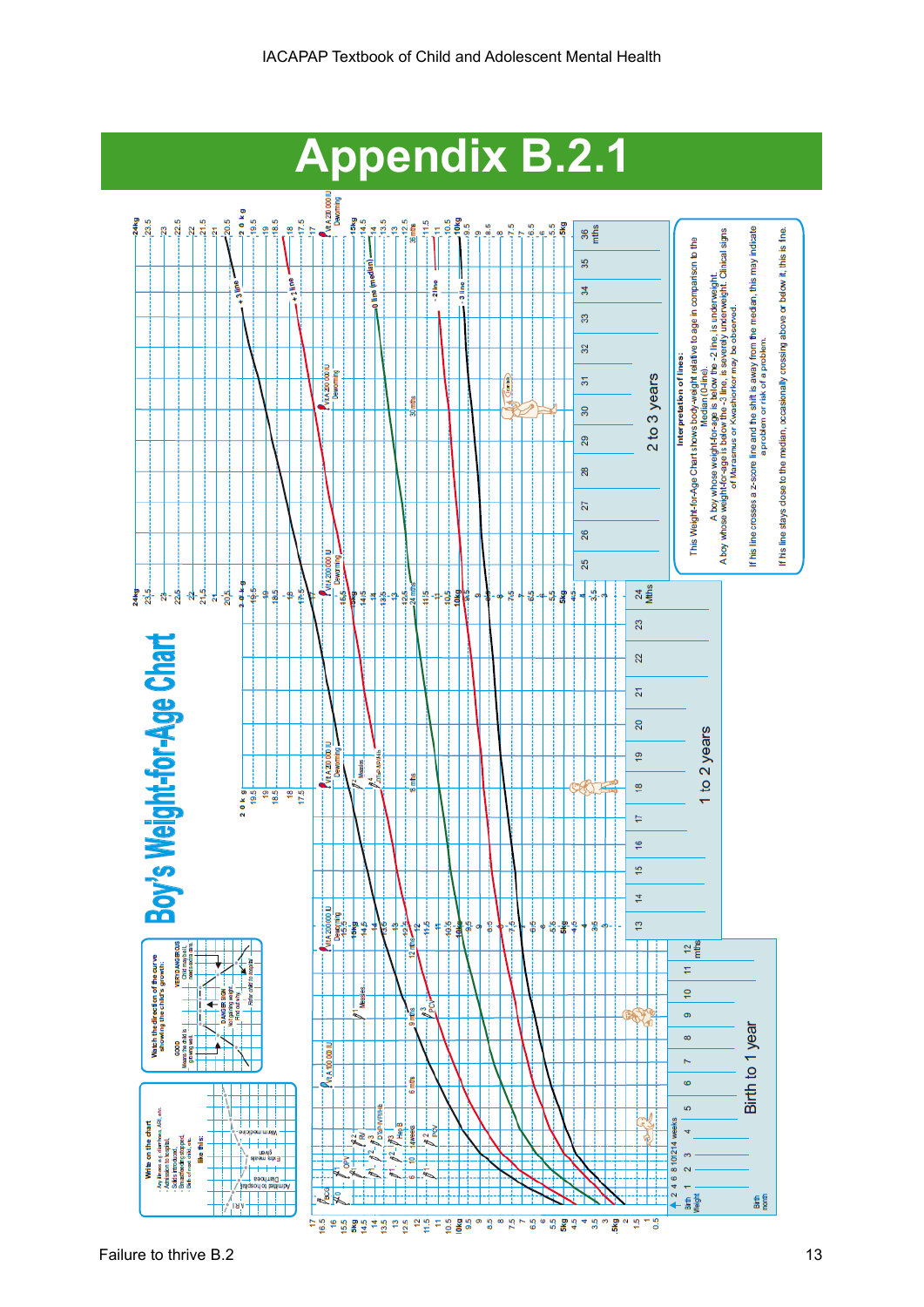# Appendix B.2.1

## Boy's Weight-for-Age Chart

**Write on the chart**
- Any illness, e.g. diarrhoea, ARI, etc.
- Admission to hospital
- Solids introduced
- Breastfeeding stopped
- Birth of next child, etc.

like this:

**Watch the direction of the curve showing the child's growth:**

GOOD — Means the child is growing well.

VERY DANGEROUS — Child may be ill, needs extra care.

DANGER SIGN — Not gaining weight. Find out why.

Refer child to hospital

Birth to 1 year

1 to 2 years

2 to 3 years

**Interpretation of lines:**

This Weight-for-Age Chart shows body-weight relative to age in comparison to the Median (0-line).

A boy whose weight-for-age is below the -2 line, is underweight.

A boy whose weight-for-age is below the -3 line, is severely underweight. Clinical signs of Marasmus or Kwashiorkor may be observed.

If his line crosses a z-score line and the shift is away from the median, this may indicate a problem or risk of a problem.

If his line stays close to the median, occasionally crossing above or below it, this is fine.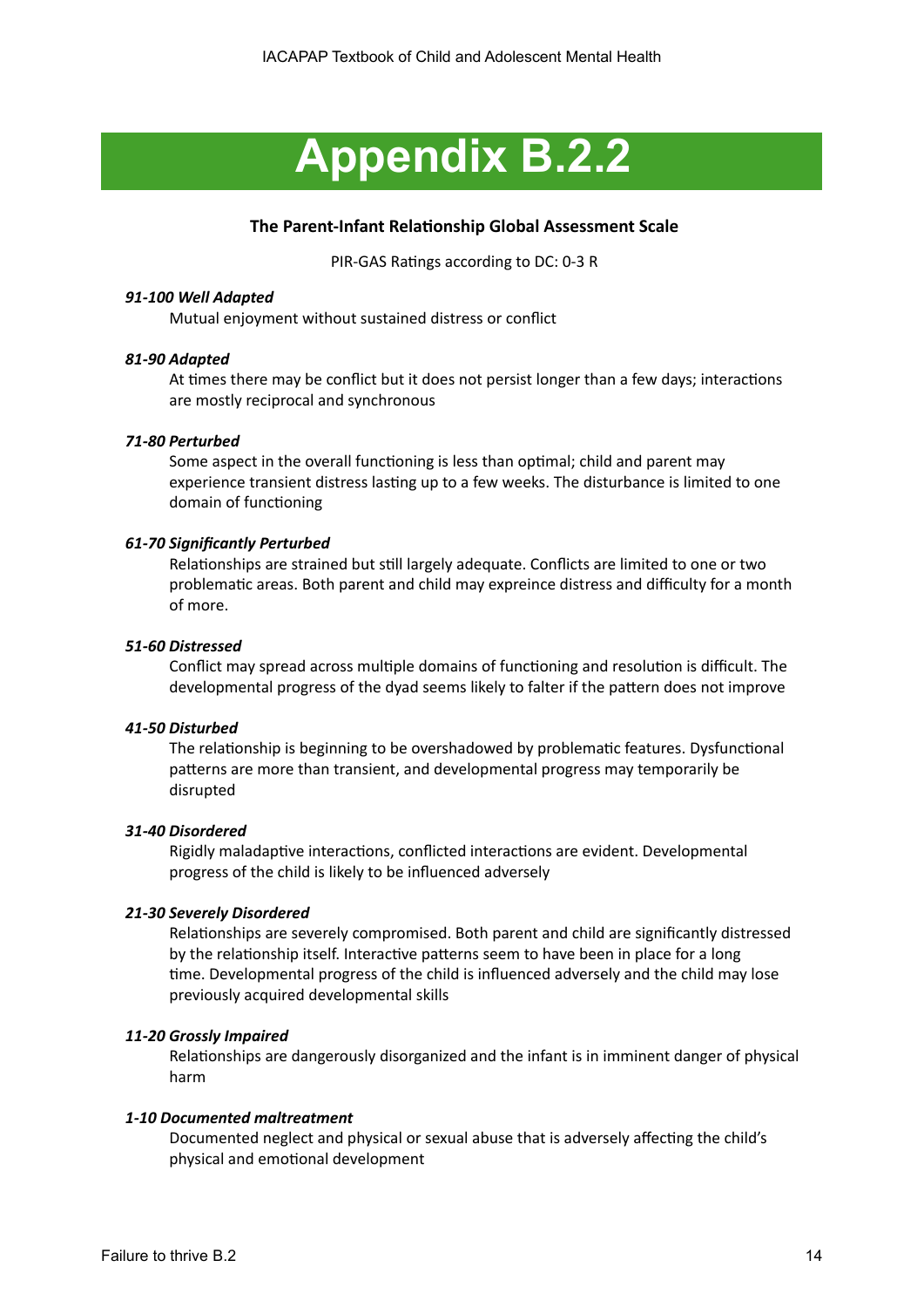# Appendix B.2.2

## The Parent-Infant Relationship Global Assessment Scale

PIR-GAS Ratings according to DC: 0-3 R

***91-100 Well Adapted***

Mutual enjoyment without sustained distress or conflict

***81-90 Adapted***

At times there may be conflict but it does not persist longer than a few days; interactions are mostly reciprocal and synchronous

***71-80 Perturbed***

Some aspect in the overall functioning is less than optimal; child and parent may experience transient distress lasting up to a few weeks. The disturbance is limited to one domain of functioning

***61-70 Significantly Perturbed***

Relationships are strained but still largely adequate. Conflicts are limited to one or two problematic areas. Both parent and child may expreince distress and difficulty for a month of more.

***51-60 Distressed***

Conflict may spread across multiple domains of functioning and resolution is difficult. The developmental progress of the dyad seems likely to falter if the pattern does not improve

***41-50 Disturbed***

The relationship is beginning to be overshadowed by problematic features. Dysfunctional patterns are more than transient, and developmental progress may temporarily be disrupted

***31-40 Disordered***

Rigidly maladaptive interactions, conflicted interactions are evident. Developmental progress of the child is likely to be influenced adversely

***21-30 Severely Disordered***

Relationships are severely compromised. Both parent and child are significantly distressed by the relationship itself. Interactive patterns seem to have been in place for a long time. Developmental progress of the child is influenced adversely and the child may lose previously acquired developmental skills

***11-20 Grossly Impaired***

Relationships are dangerously disorganized and the infant is in imminent danger of physical harm

***1-10 Documented maltreatment***

Documented neglect and physical or sexual abuse that is adversely affecting the child's physical and emotional development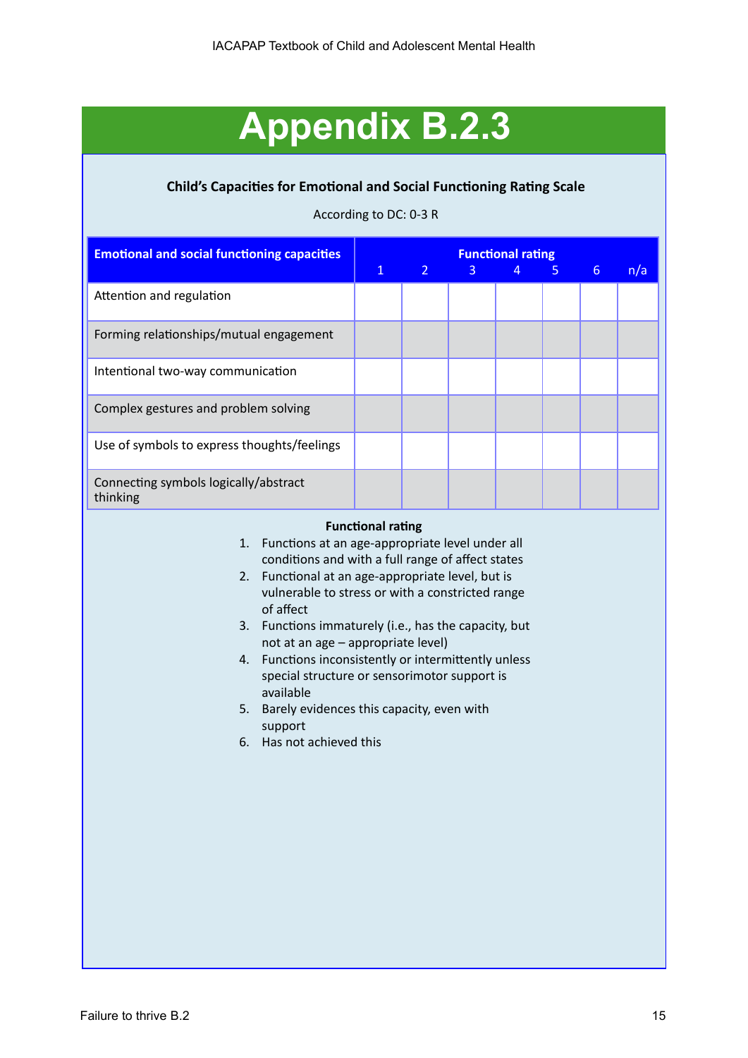# Appendix B.2.3

**Child's Capacities for Emotional and Social Functioning Rating Scale**

According to DC: 0-3 R

| Emotional and social functioning capacities | Functional rating | | | | | | |
|---|---|---|---|---|---|---|---|
| | 1 | 2 | 3 | 4 | 5 | 6 | n/a |
| Attention and regulation | | | | | | | |
| Forming relationships/mutual engagement | | | | | | | |
| Intentional two-way communication | | | | | | | |
| Complex gestures and problem solving | | | | | | | |
| Use of symbols to express thoughts/feelings | | | | | | | |
| Connecting symbols logically/abstract thinking | | | | | | | |

**Functional rating**

1. Functions at an age-appropriate level under all conditions and with a full range of affect states
2. Functional at an age-appropriate level, but is vulnerable to stress or with a constricted range of affect
3. Functions immaturely (i.e., has the capacity, but not at an age – appropriate level)
4. Functions inconsistently or intermittently unless special structure or sensorimotor support is available
5. Barely evidences this capacity, even with support
6. Has not achieved this